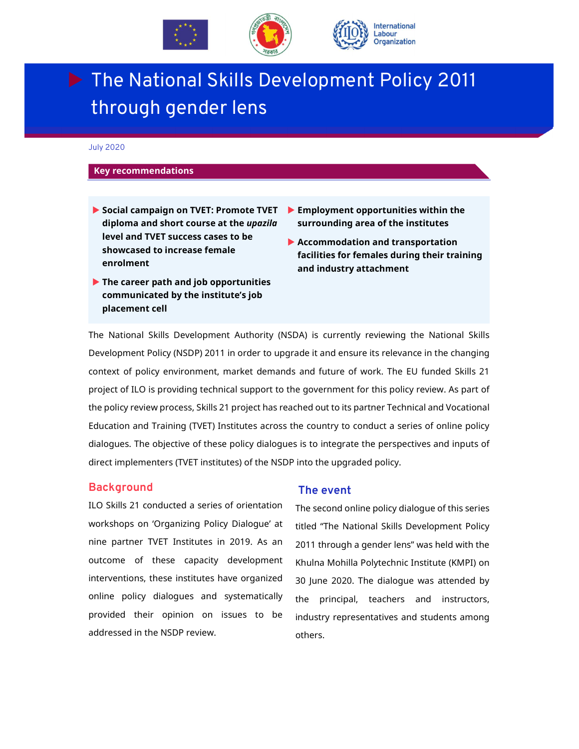# The National Skills Development Policy 2011 through gender lens

July 2020

## Key recommendations

- **Social campaign on TVET: Promote TVET diploma and short course at the *upazila* level and TVET success cases to be showcased to increase female enrolment**
- **The career path and job opportunities communicated by the institute's job placement cell**
- **Employment opportunities within the surrounding area of the institutes**
- **Accommodation and transportation facilities for females during their training and industry attachment**

The National Skills Development Authority (NSDA) is currently reviewing the National Skills Development Policy (NSDP) 2011 in order to upgrade it and ensure its relevance in the changing context of policy environment, market demands and future of work. The EU funded Skills 21 project of ILO is providing technical support to the government for this policy review. As part of the policy review process, Skills 21 project has reached out to its partner Technical and Vocational Education and Training (TVET) Institutes across the country to conduct a series of online policy dialogues. The objective of these policy dialogues is to integrate the perspectives and inputs of direct implementers (TVET institutes) of the NSDP into the upgraded policy.

## Background

ILO Skills 21 conducted a series of orientation workshops on 'Organizing Policy Dialogue' at nine partner TVET Institutes in 2019. As an outcome of these capacity development interventions, these institutes have organized online policy dialogues and systematically provided their opinion on issues to be addressed in the NSDP review.

## The event

The second online policy dialogue of this series titled "The National Skills Development Policy 2011 through a gender lens" was held with the Khulna Mohilla Polytechnic Institute (KMPI) on 30 June 2020. The dialogue was attended by the principal, teachers and instructors, industry representatives and students among others.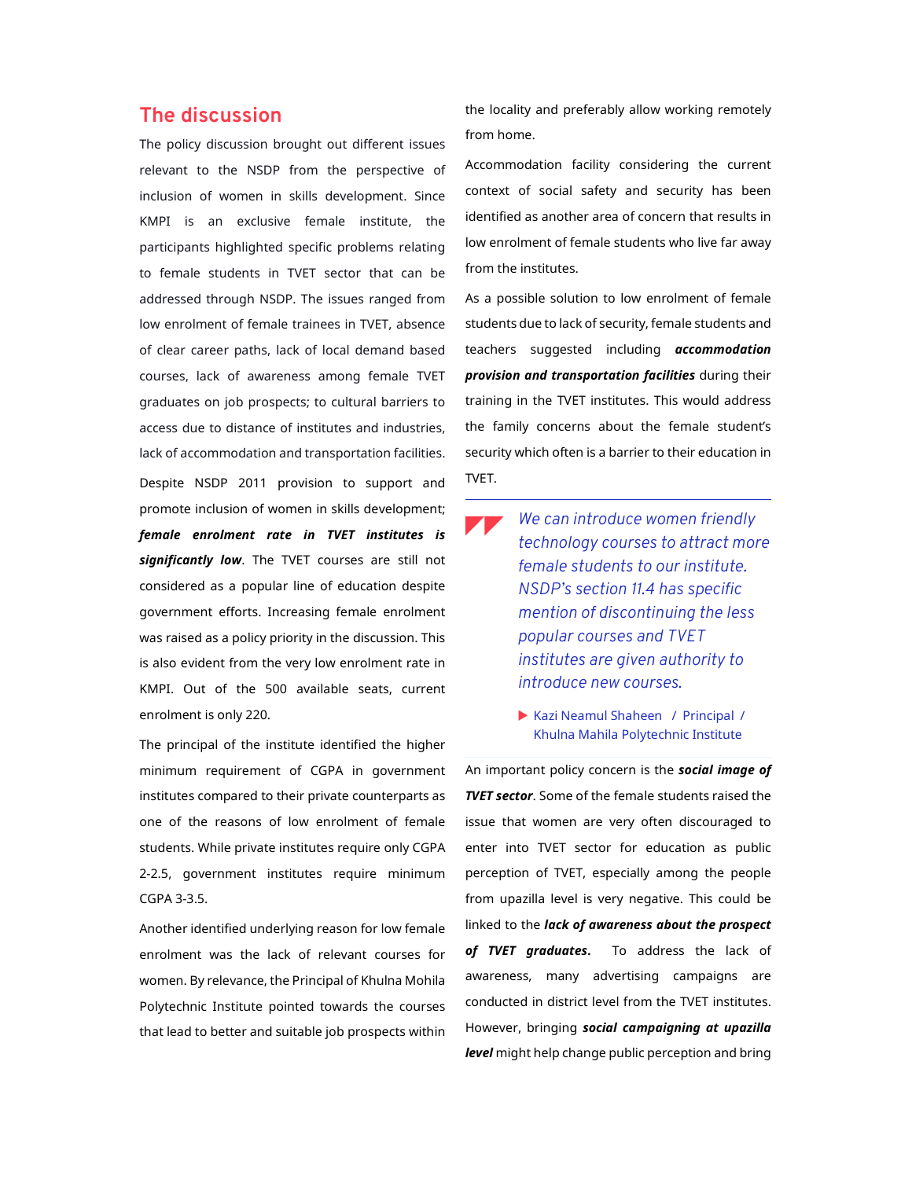## The discussion

The policy discussion brought out different issues relevant to the NSDP from the perspective of inclusion of women in skills development. Since KMPI is an exclusive female institute, the participants highlighted specific problems relating to female students in TVET sector that can be addressed through NSDP. The issues ranged from low enrolment of female trainees in TVET, absence of clear career paths, lack of local demand based courses, lack of awareness among female TVET graduates on job prospects; to cultural barriers to access due to distance of institutes and industries, lack of accommodation and transportation facilities.

Despite NSDP 2011 provision to support and promote inclusion of women in skills development; ***female enrolment rate in TVET institutes is significantly low***. The TVET courses are still not considered as a popular line of education despite government efforts. Increasing female enrolment was raised as a policy priority in the discussion. This is also evident from the very low enrolment rate in KMPI. Out of the 500 available seats, current enrolment is only 220.

The principal of the institute identified the higher minimum requirement of CGPA in government institutes compared to their private counterparts as one of the reasons of low enrolment of female students. While private institutes require only CGPA 2-2.5, government institutes require minimum CGPA 3-3.5.

Another identified underlying reason for low female enrolment was the lack of relevant courses for women. By relevance, the Principal of Khulna Mohila Polytechnic Institute pointed towards the courses that lead to better and suitable job prospects within the locality and preferably allow working remotely from home.

Accommodation facility considering the current context of social safety and security has been identified as another area of concern that results in low enrolment of female students who live far away from the institutes.

As a possible solution to low enrolment of female students due to lack of security, female students and teachers suggested including ***accommodation provision and transportation facilities*** during their training in the TVET institutes. This would address the family concerns about the female student's security which often is a barrier to their education in TVET.

> *We can introduce women friendly technology courses to attract more female students to our institute. NSDP's section 11.4 has specific mention of discontinuing the less popular courses and TVET institutes are given authority to introduce new courses.*
>
> ▶ Kazi Neamul Shaheen / Principal / Khulna Mahila Polytechnic Institute

An important policy concern is the ***social image of TVET sector***. Some of the female students raised the issue that women are very often discouraged to enter into TVET sector for education as public perception of TVET, especially among the people from upazilla level is very negative. This could be linked to the ***lack of awareness about the prospect of TVET graduates.*** To address the lack of awareness, many advertising campaigns are conducted in district level from the TVET institutes. However, bringing ***social campaigning at upazilla level*** might help change public perception and bring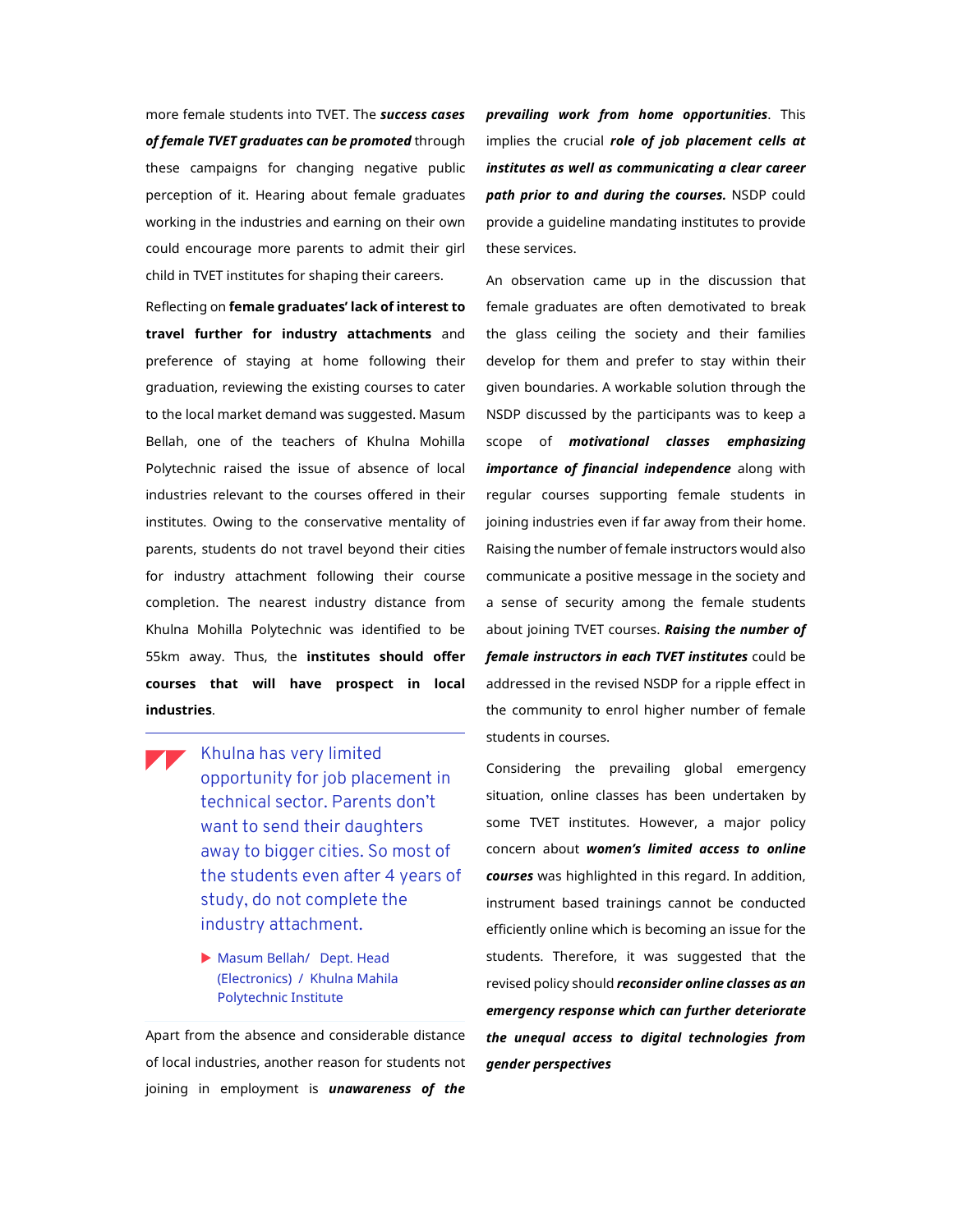more female students into TVET. The ***success cases of female TVET graduates can be promoted*** through these campaigns for changing negative public perception of it. Hearing about female graduates working in the industries and earning on their own could encourage more parents to admit their girl child in TVET institutes for shaping their careers.

Reflecting on **female graduates' lack of interest to travel further for industry attachments** and preference of staying at home following their graduation, reviewing the existing courses to cater to the local market demand was suggested. Masum Bellah, one of the teachers of Khulna Mohilla Polytechnic raised the issue of absence of local industries relevant to the courses offered in their institutes. Owing to the conservative mentality of parents, students do not travel beyond their cities for industry attachment following their course completion. The nearest industry distance from Khulna Mohilla Polytechnic was identified to be 55km away. Thus, the **institutes should offer courses that will have prospect in local industries**.

> Khulna has very limited opportunity for job placement in technical sector. Parents don't want to send their daughters away to bigger cities. So most of the students even after 4 years of study, do not complete the industry attachment.
>
> ▶ Masum Bellah/ Dept. Head (Electronics) / Khulna Mahila Polytechnic Institute

Apart from the absence and considerable distance of local industries, another reason for students not joining in employment is ***unawareness of the prevailing work from home opportunities***. This implies the crucial ***role of job placement cells at institutes as well as communicating a clear career path prior to and during the courses.*** NSDP could provide a guideline mandating institutes to provide these services.

An observation came up in the discussion that female graduates are often demotivated to break the glass ceiling the society and their families develop for them and prefer to stay within their given boundaries. A workable solution through the NSDP discussed by the participants was to keep a scope of ***motivational classes emphasizing importance of financial independence*** along with regular courses supporting female students in joining industries even if far away from their home. Raising the number of female instructors would also communicate a positive message in the society and a sense of security among the female students about joining TVET courses. ***Raising the number of female instructors in each TVET institutes*** could be addressed in the revised NSDP for a ripple effect in the community to enrol higher number of female students in courses.

Considering the prevailing global emergency situation, online classes has been undertaken by some TVET institutes. However, a major policy concern about ***women's limited access to online courses*** was highlighted in this regard. In addition, instrument based trainings cannot be conducted efficiently online which is becoming an issue for the students. Therefore, it was suggested that the revised policy should ***reconsider online classes as an emergency response which can further deteriorate the unequal access to digital technologies from gender perspectives***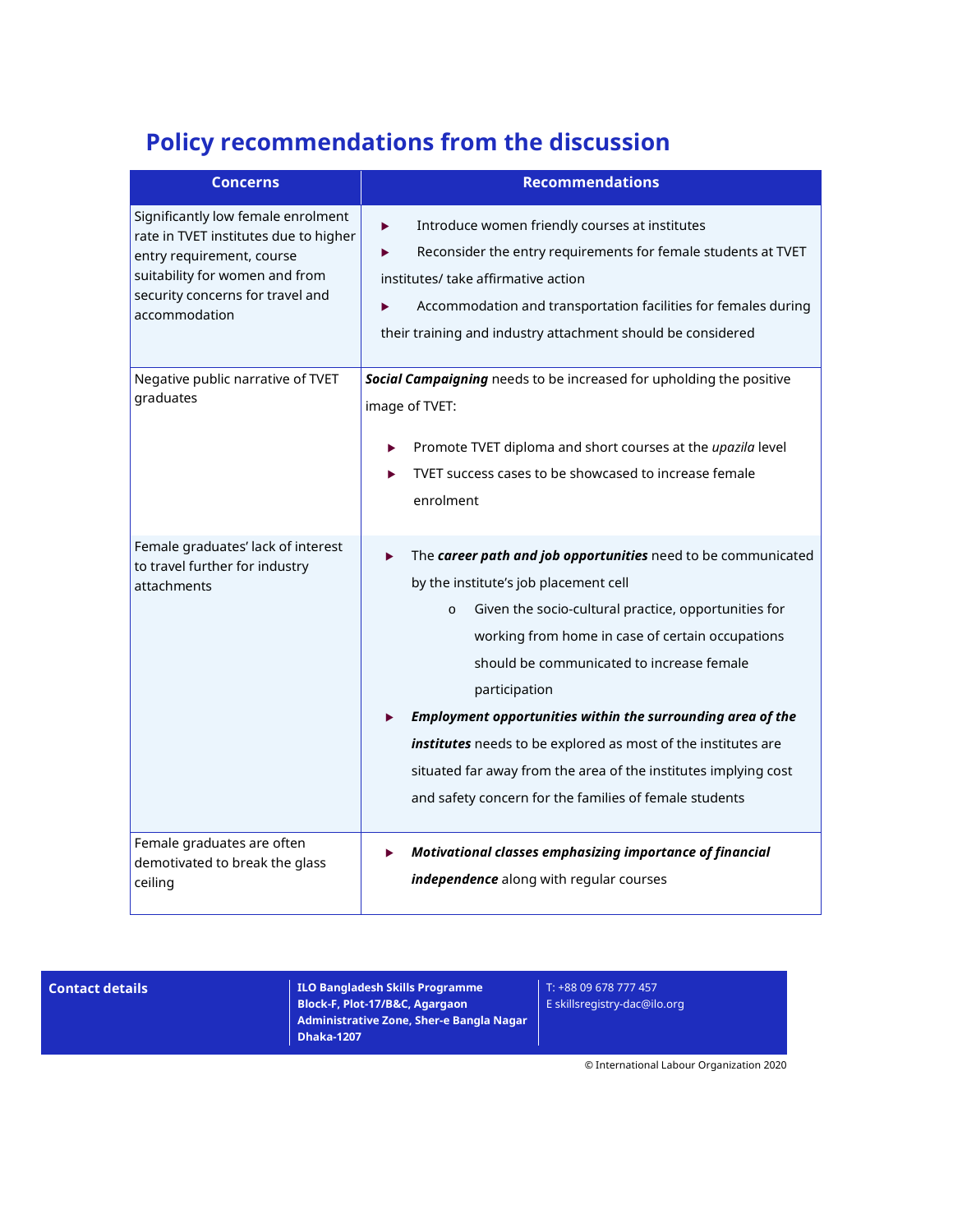## Policy recommendations from the discussion

| Concerns | Recommendations |
|---|---|
| Significantly low female enrolment rate in TVET institutes due to higher entry requirement, course suitability for women and from security concerns for travel and accommodation | ▸ Introduce women friendly courses at institutes<br>▸ Reconsider the entry requirements for female students at TVET institutes/ take affirmative action<br>▸ Accommodation and transportation facilities for females during their training and industry attachment should be considered |
| Negative public narrative of TVET graduates | ***Social Campaigning*** needs to be increased for upholding the positive image of TVET:<br>▸ Promote TVET diploma and short courses at the *upazila* level<br>▸ TVET success cases to be showcased to increase female enrolment |
| Female graduates' lack of interest to travel further for industry attachments | ▸ The ***career path and job opportunities*** need to be communicated by the institute's job placement cell<br>o Given the socio-cultural practice, opportunities for working from home in case of certain occupations should be communicated to increase female participation<br>▸ ***Employment opportunities within the surrounding area of the institutes*** needs to be explored as most of the institutes are situated far away from the area of the institutes implying cost and safety concern for the families of female students |
| Female graduates are often demotivated to break the glass ceiling | ▸ ***Motivational classes emphasizing importance of financial independence*** along with regular courses |

**Contact details**

**ILO Bangladesh Skills Programme**
**Block-F, Plot-17/B&C, Agargaon**
**Administrative Zone, Sher-e Bangla Nagar**
**Dhaka-1207**

T: +88 09 678 777 457
E skillsregistry-dac@ilo.org

© International Labour Organization 2020